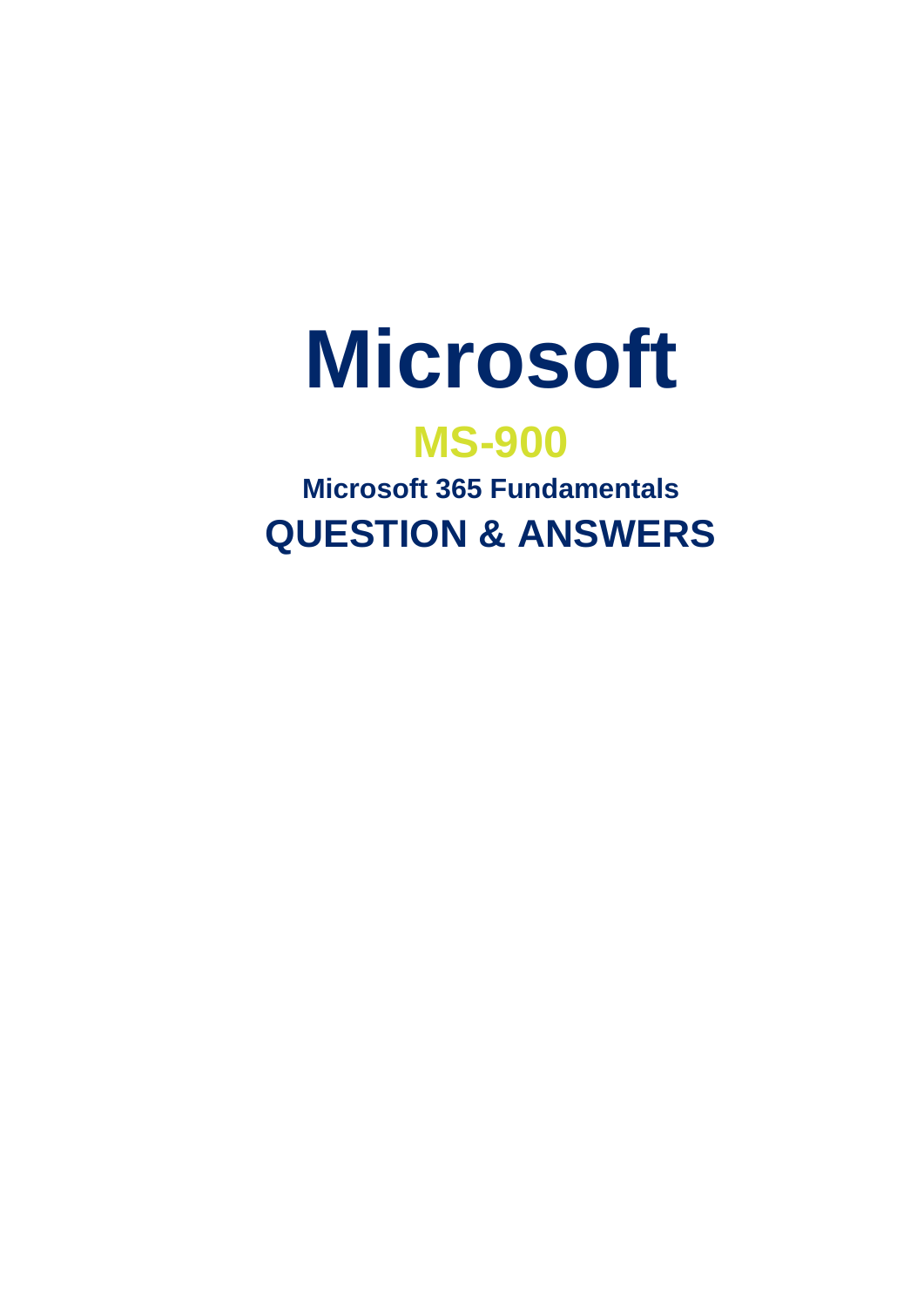# Microsoft

## MS-900

### Microsoft 365 Fundamentals

## QUESTION & ANSWERS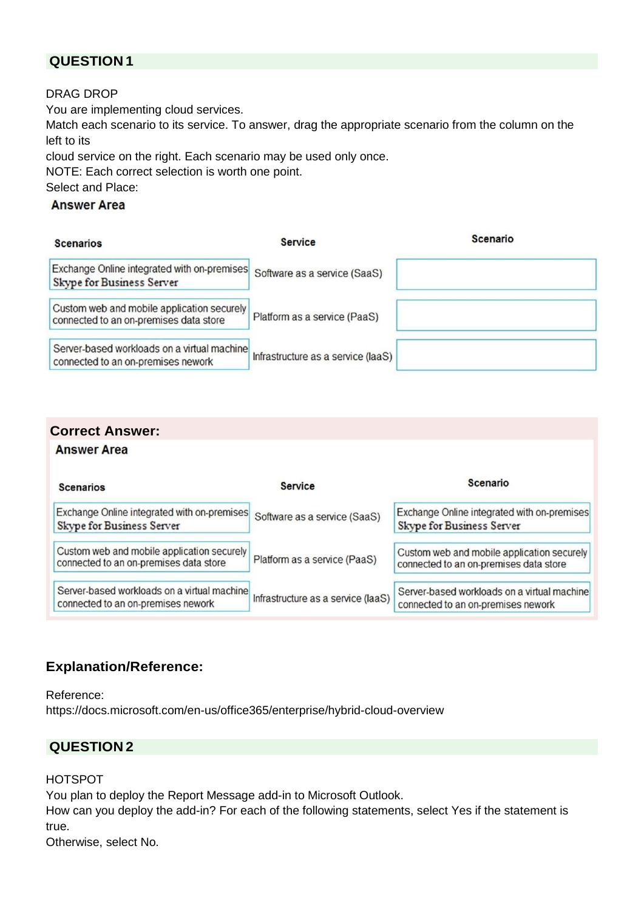## QUESTION 1

DRAG DROP
You are implementing cloud services.
Match each scenario to its service. To answer, drag the appropriate scenario from the column on the left to its
cloud service on the right. Each scenario may be used only once.
NOTE: Each correct selection is worth one point.
Select and Place:

**Answer Area**

| Scenarios | Service | Scenario |
| --- | --- | --- |
| Exchange Online integrated with on-premises Skype for Business Server | Software as a service (SaaS) | |
| Custom web and mobile application securely connected to an on-premises data store | Platform as a service (PaaS) | |
| Server-based workloads on a virtual machine connected to an on-premises nework | Infrastructure as a service (IaaS) | |

**Correct Answer:**

**Answer Area**

| Scenarios | Service | Scenario |
| --- | --- | --- |
| Exchange Online integrated with on-premises Skype for Business Server | Software as a service (SaaS) | Exchange Online integrated with on-premises Skype for Business Server |
| Custom web and mobile application securely connected to an on-premises data store | Platform as a service (PaaS) | Custom web and mobile application securely connected to an on-premises data store |
| Server-based workloads on a virtual machine connected to an on-premises nework | Infrastructure as a service (IaaS) | Server-based workloads on a virtual machine connected to an on-premises nework |

### Explanation/Reference:

Reference:
https://docs.microsoft.com/en-us/office365/enterprise/hybrid-cloud-overview

## QUESTION 2

HOTSPOT
You plan to deploy the Report Message add-in to Microsoft Outlook.
How can you deploy the add-in? For each of the following statements, select Yes if the statement is true.
Otherwise, select No.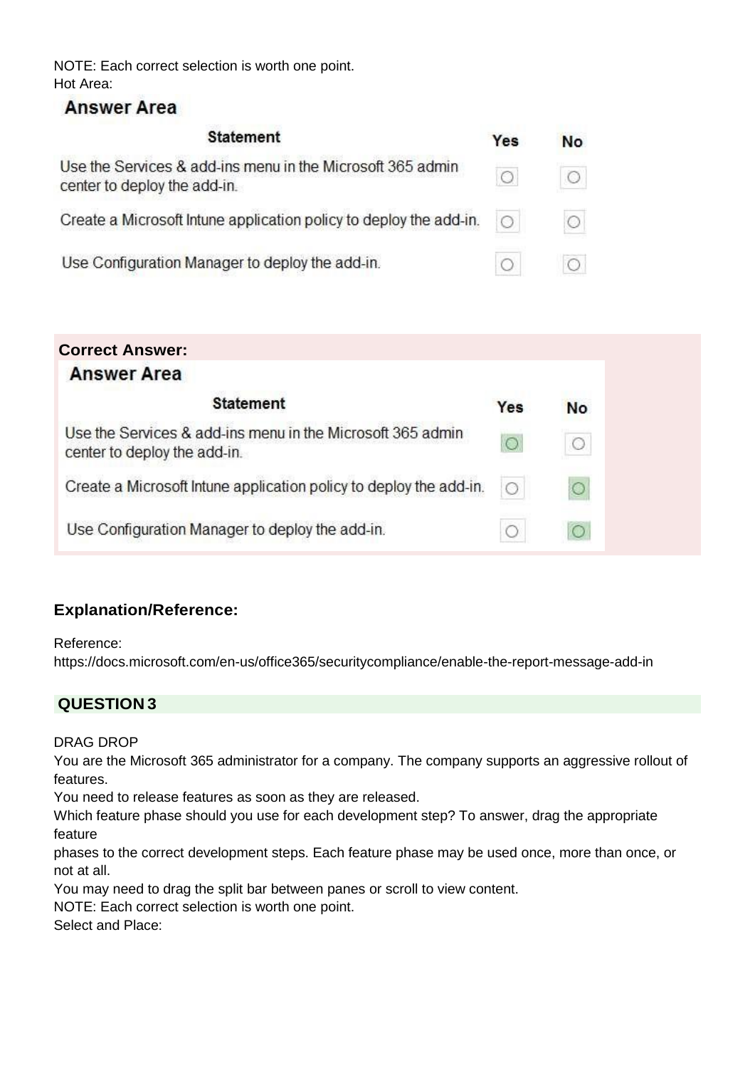NOTE: Each correct selection is worth one point.
Hot Area:

**Answer Area**

| Statement | Yes | No |
| --- | --- | --- |
| Use the Services & add-ins menu in the Microsoft 365 admin center to deploy the add-in. | ○ | ○ |
| Create a Microsoft Intune application policy to deploy the add-in. | ○ | ○ |
| Use Configuration Manager to deploy the add-in. | ○ | ○ |

**Correct Answer:**

**Answer Area**

| Statement | Yes | No |
| --- | --- | --- |
| Use the Services & add-ins menu in the Microsoft 365 admin center to deploy the add-in. | ● | ○ |
| Create a Microsoft Intune application policy to deploy the add-in. | ○ | ● |
| Use Configuration Manager to deploy the add-in. | ○ | ● |

### Explanation/Reference:

Reference:
https://docs.microsoft.com/en-us/office365/securitycompliance/enable-the-report-message-add-in

## QUESTION 3

DRAG DROP
You are the Microsoft 365 administrator for a company. The company supports an aggressive rollout of features.
You need to release features as soon as they are released.
Which feature phase should you use for each development step? To answer, drag the appropriate feature
phases to the correct development steps. Each feature phase may be used once, more than once, or not at all.
You may need to drag the split bar between panes or scroll to view content.
NOTE: Each correct selection is worth one point.
Select and Place: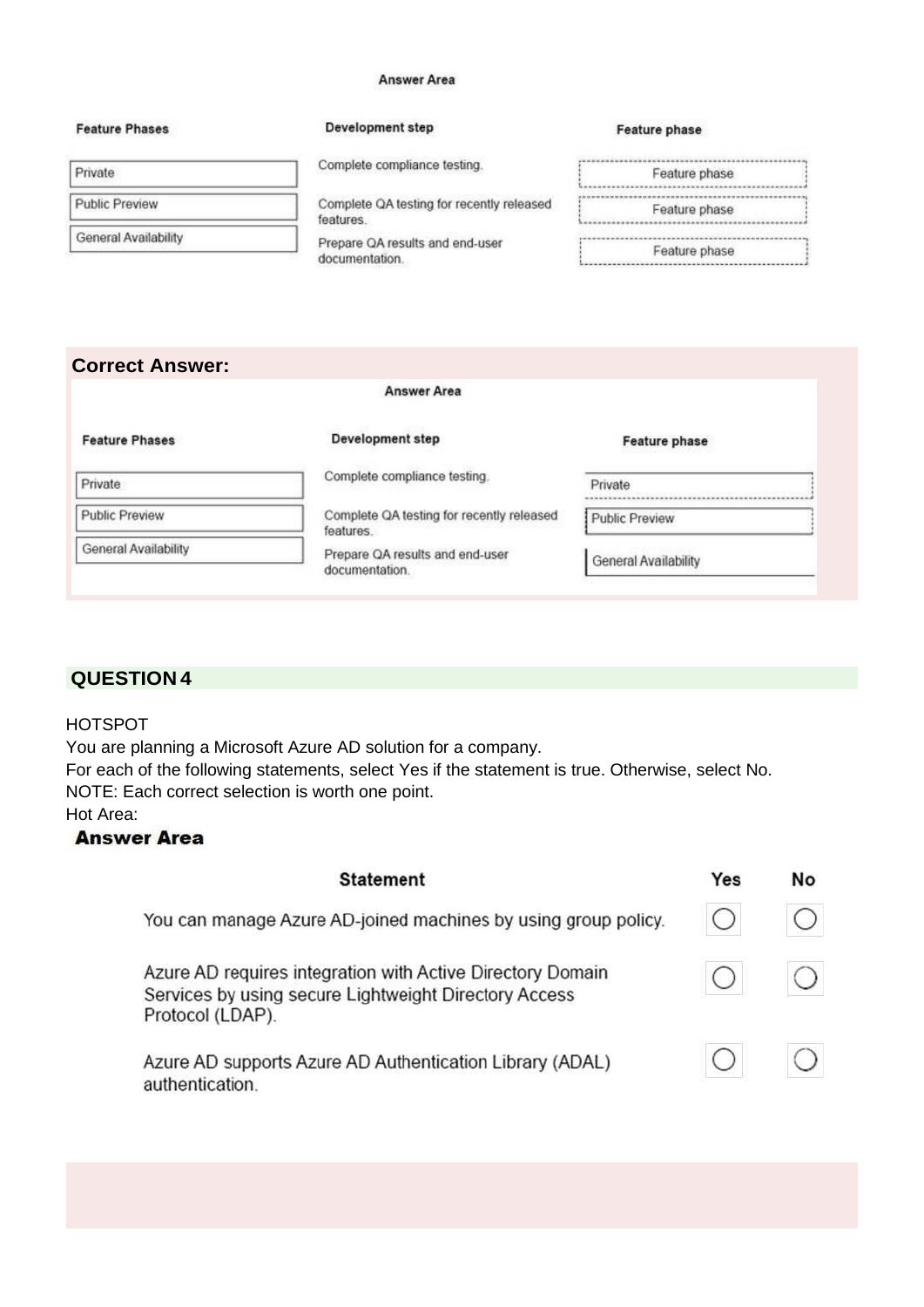Answer Area

| Feature Phases | Development step | Feature phase |
|---|---|---|
| Private | Complete compliance testing. | Feature phase |
| Public Preview | Complete QA testing for recently released features. | Feature phase |
| General Availability | Prepare QA results and end-user documentation. | Feature phase |

**Correct Answer:**

Answer Area

| Feature Phases | Development step | Feature phase |
|---|---|---|
| Private | Complete compliance testing. | Private |
| Public Preview | Complete QA testing for recently released features. | Public Preview |
| General Availability | Prepare QA results and end-user documentation. | General Availability |

## QUESTION 4

HOTSPOT

You are planning a Microsoft Azure AD solution for a company.

For each of the following statements, select Yes if the statement is true. Otherwise, select No.

NOTE: Each correct selection is worth one point.

Hot Area:

**Answer Area**

| Statement | Yes | No |
|---|---|---|
| You can manage Azure AD-joined machines by using group policy. | ○ | ○ |
| Azure AD requires integration with Active Directory Domain Services by using secure Lightweight Directory Access Protocol (LDAP). | ○ | ○ |
| Azure AD supports Azure AD Authentication Library (ADAL) authentication. | ○ | ○ |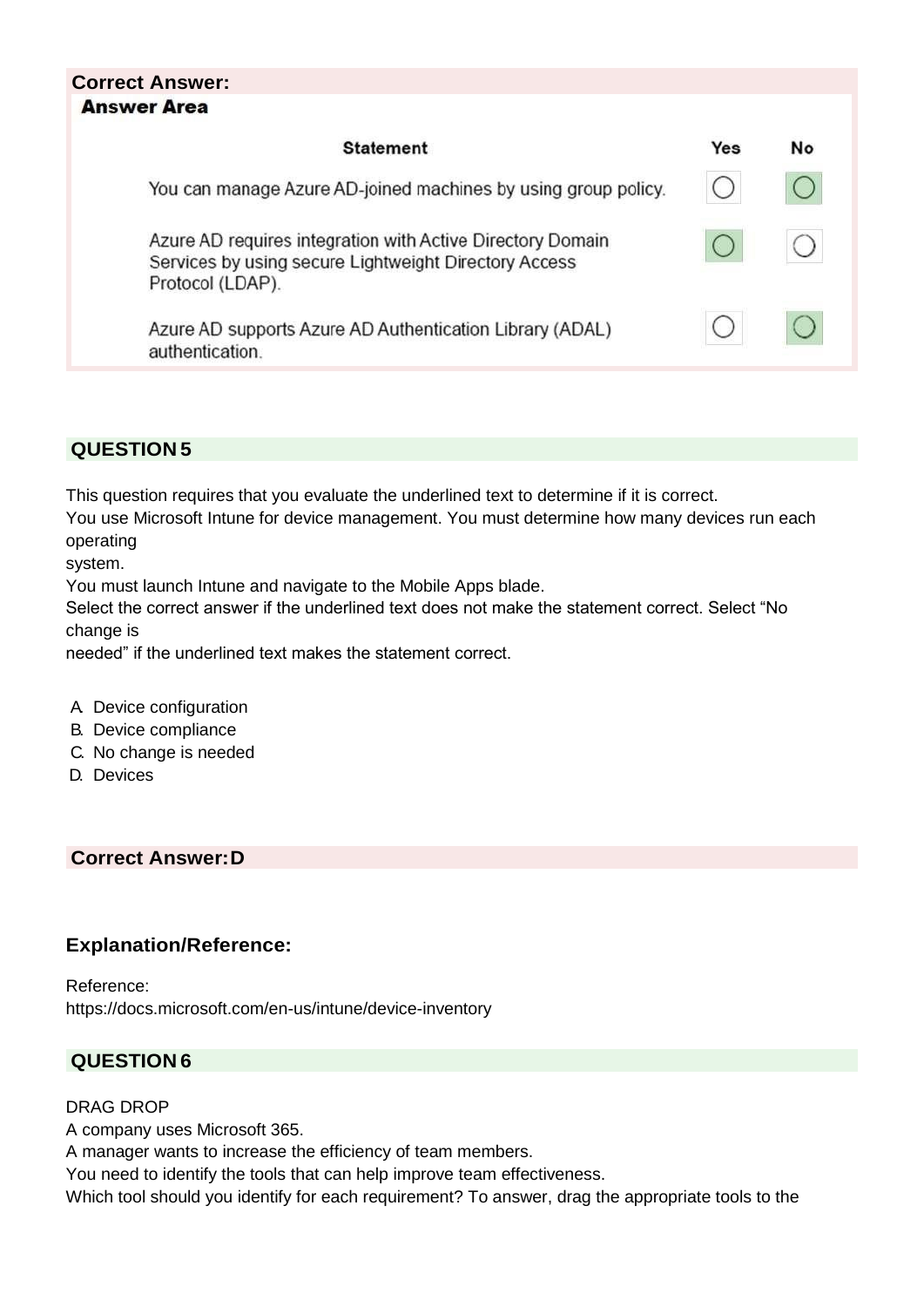**Correct Answer:**

**Answer Area**

| Statement | Yes | No |
| --- | --- | --- |
| You can manage Azure AD-joined machines by using group policy. | ○ | ● |
| Azure AD requires integration with Active Directory Domain Services by using secure Lightweight Directory Access Protocol (LDAP). | ● | ○ |
| Azure AD supports Azure AD Authentication Library (ADAL) authentication. | ○ | ● |

## QUESTION 5

This question requires that you evaluate the underlined text to determine if it is correct.
You use Microsoft Intune for device management. You must determine how many devices run each operating
system.
You must launch Intune and navigate to the Mobile Apps blade.
Select the correct answer if the underlined text does not make the statement correct. Select "No change is
needed" if the underlined text makes the statement correct.

A. Device configuration
B. Device compliance
C. No change is needed
D. Devices

**Correct Answer: D**

### Explanation/Reference:

Reference:
https://docs.microsoft.com/en-us/intune/device-inventory

## QUESTION 6

DRAG DROP
A company uses Microsoft 365.
A manager wants to increase the efficiency of team members.
You need to identify the tools that can help improve team effectiveness.
Which tool should you identify for each requirement? To answer, drag the appropriate tools to the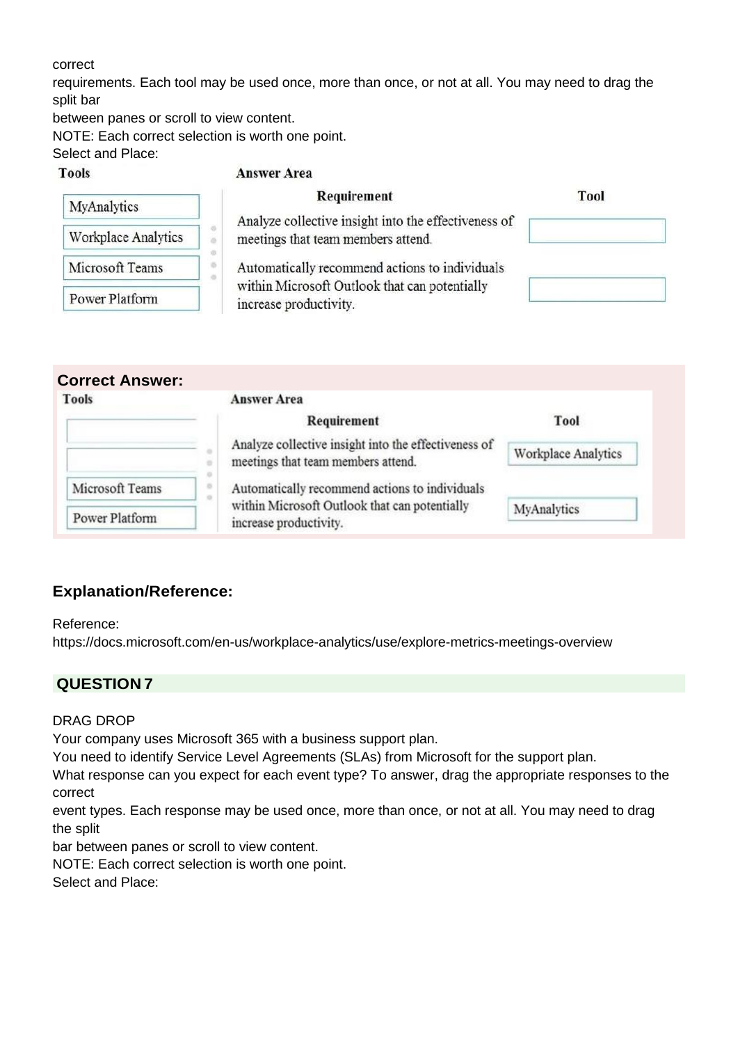correct
requirements. Each tool may be used once, more than once, or not at all. You may need to drag the split bar
between panes or scroll to view content.
NOTE: Each correct selection is worth one point.
Select and Place:

**Tools**

- MyAnalytics
- Workplace Analytics
- Microsoft Teams
- Power Platform

**Answer Area**

| Requirement | Tool |
|---|---|
| Analyze collective insight into the effectiveness of meetings that team members attend. | |
| Automatically recommend actions to individuals within Microsoft Outlook that can potentially increase productivity. | |

**Correct Answer:**

**Tools**

- Microsoft Teams
- Power Platform

**Answer Area**

| Requirement | Tool |
|---|---|
| Analyze collective insight into the effectiveness of meetings that team members attend. | Workplace Analytics |
| Automatically recommend actions to individuals within Microsoft Outlook that can potentially increase productivity. | MyAnalytics |

## Explanation/Reference:

Reference:
https://docs.microsoft.com/en-us/workplace-analytics/use/explore-metrics-meetings-overview

## QUESTION 7

DRAG DROP
Your company uses Microsoft 365 with a business support plan.
You need to identify Service Level Agreements (SLAs) from Microsoft for the support plan.
What response can you expect for each event type? To answer, drag the appropriate responses to the correct
event types. Each response may be used once, more than once, or not at all. You may need to drag the split
bar between panes or scroll to view content.
NOTE: Each correct selection is worth one point.
Select and Place: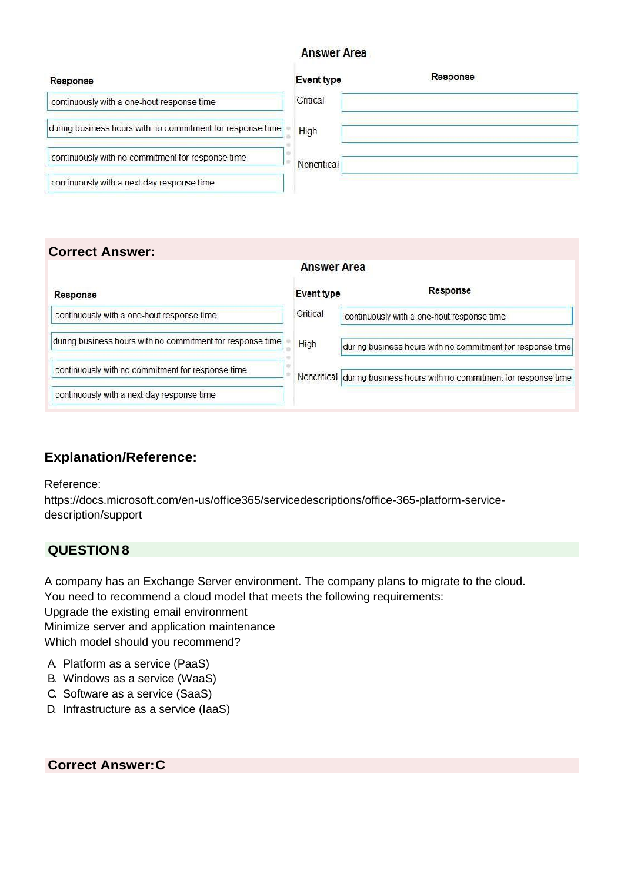**Answer Area**

| Response |
|---|
| continuously with a one-hout response time |
| during business hours with no commitment for response time |
| continuously with no commitment for response time |
| continuously with a next-day response time |

| Event type | Response |
|---|---|
| Critical | |
| High | |
| Noncritical | |

## Correct Answer:

**Answer Area**

| Response |
|---|
| continuously with a one-hout response time |
| during business hours with no commitment for response time |
| continuously with no commitment for response time |
| continuously with a next-day response time |

| Event type | Response |
|---|---|
| Critical | continuously with a one-hout response time |
| High | during business hours with no commitment for response time |
| Noncritical | during business hours with no commitment for response time |

## Explanation/Reference:

Reference:
https://docs.microsoft.com/en-us/office365/servicedescriptions/office-365-platform-service-description/support

## QUESTION 8

A company has an Exchange Server environment. The company plans to migrate to the cloud.
You need to recommend a cloud model that meets the following requirements:
Upgrade the existing email environment
Minimize server and application maintenance
Which model should you recommend?

A. Platform as a service (PaaS)
B. Windows as a service (WaaS)
C. Software as a service (SaaS)
D. Infrastructure as a service (IaaS)

## Correct Answer: C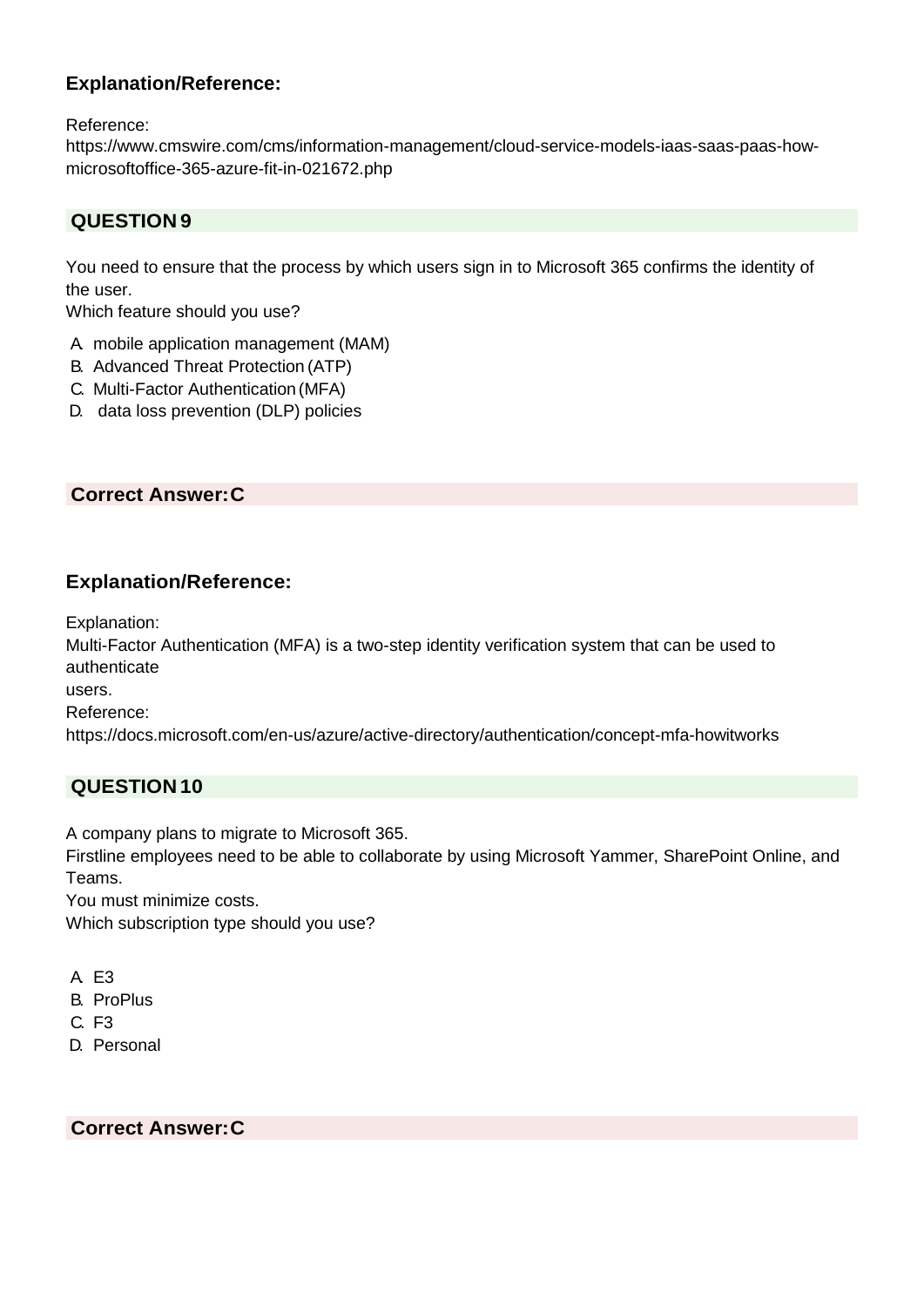### Explanation/Reference:

Reference:
https://www.cmswire.com/cms/information-management/cloud-service-models-iaas-saas-paas-how-microsoftoffice-365-azure-fit-in-021672.php

## QUESTION 9

You need to ensure that the process by which users sign in to Microsoft 365 confirms the identity of the user.
Which feature should you use?

A. mobile application management (MAM)
B. Advanced Threat Protection (ATP)
C. Multi-Factor Authentication (MFA)
D. data loss prevention (DLP) policies

**Correct Answer: C**

### Explanation/Reference:

Explanation:
Multi-Factor Authentication (MFA) is a two-step identity verification system that can be used to authenticate
users.
Reference:
https://docs.microsoft.com/en-us/azure/active-directory/authentication/concept-mfa-howitworks

## QUESTION 10

A company plans to migrate to Microsoft 365.
Firstline employees need to be able to collaborate by using Microsoft Yammer, SharePoint Online, and Teams.
You must minimize costs.
Which subscription type should you use?

A. E3
B. ProPlus
C. F3
D. Personal

**Correct Answer: C**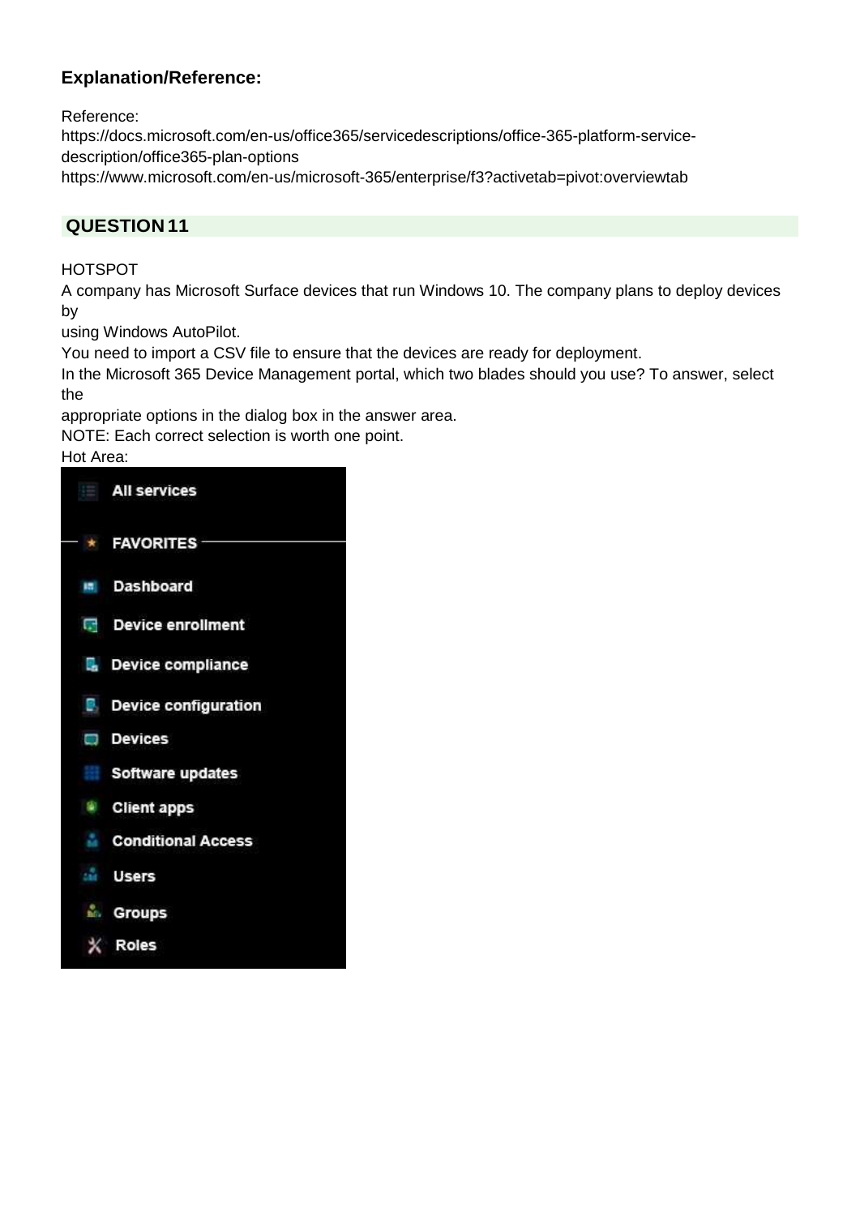**Explanation/Reference:**

Reference:
https://docs.microsoft.com/en-us/office365/servicedescriptions/office-365-platform-service-description/office365-plan-options
https://www.microsoft.com/en-us/microsoft-365/enterprise/f3?activetab=pivot:overviewtab

## QUESTION 11

HOTSPOT
A company has Microsoft Surface devices that run Windows 10. The company plans to deploy devices by
using Windows AutoPilot.
You need to import a CSV file to ensure that the devices are ready for deployment.
In the Microsoft 365 Device Management portal, which two blades should you use? To answer, select the
appropriate options in the dialog box in the answer area.
NOTE: Each correct selection is worth one point.
Hot Area:

- All services
- FAVORITES
- Dashboard
- Device enrollment
- Device compliance
- Device configuration
- Devices
- Software updates
- Client apps
- Conditional Access
- Users
- Groups
- Roles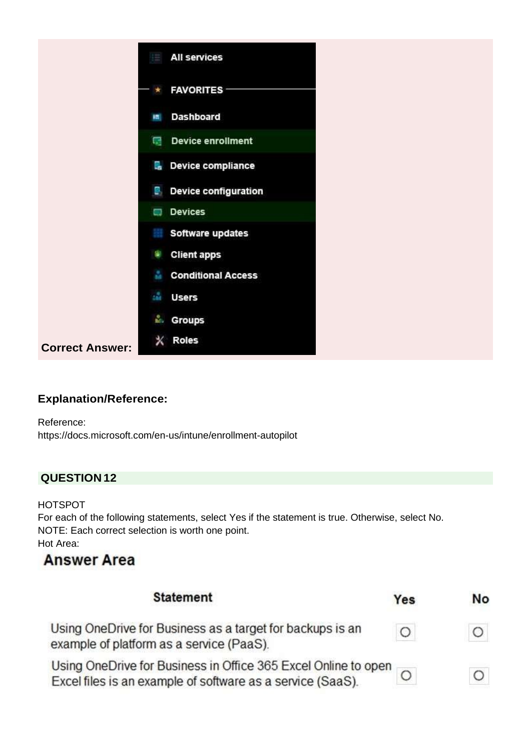**Correct Answer:**

- All services
- FAVORITES
- Dashboard
- Device enrollment
- Device compliance
- Device configuration
- Devices
- Software updates
- Client apps
- Conditional Access
- Users
- Groups
- Roles

**Explanation/Reference:**

Reference:
https://docs.microsoft.com/en-us/intune/enrollment-autopilot

## QUESTION 12

HOTSPOT
For each of the following statements, select Yes if the statement is true. Otherwise, select No.
NOTE: Each correct selection is worth one point.
Hot Area:

### Answer Area

| Statement | Yes | No |
| --- | --- | --- |
| Using OneDrive for Business as a target for backups is an example of platform as a service (PaaS). | ○ | ○ |
| Using OneDrive for Business in Office 365 Excel Online to open Excel files is an example of software as a service (SaaS). | ○ | ○ |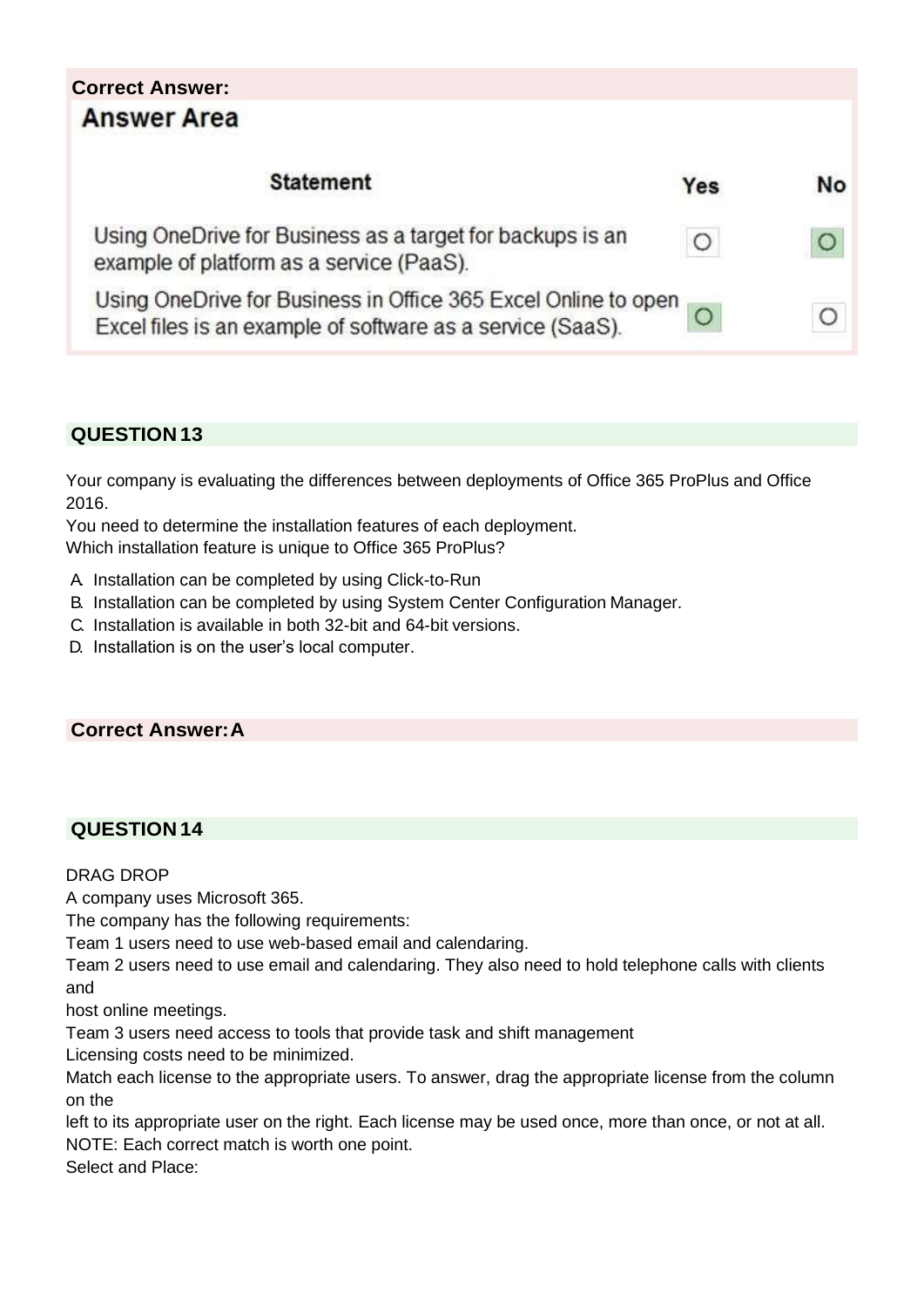**Correct Answer:**

**Answer Area**

| Statement | Yes | No |
|---|---|---|
| Using OneDrive for Business as a target for backups is an example of platform as a service (PaaS). | ○ | ● |
| Using OneDrive for Business in Office 365 Excel Online to open Excel files is an example of software as a service (SaaS). | ● | ○ |

## QUESTION 13

Your company is evaluating the differences between deployments of Office 365 ProPlus and Office 2016.
You need to determine the installation features of each deployment.
Which installation feature is unique to Office 365 ProPlus?

A. Installation can be completed by using Click-to-Run
B. Installation can be completed by using System Center Configuration Manager.
C. Installation is available in both 32-bit and 64-bit versions.
D. Installation is on the user's local computer.

**Correct Answer: A**

## QUESTION 14

DRAG DROP
A company uses Microsoft 365.
The company has the following requirements:
Team 1 users need to use web-based email and calendaring.
Team 2 users need to use email and calendaring. They also need to hold telephone calls with clients and
host online meetings.
Team 3 users need access to tools that provide task and shift management
Licensing costs need to be minimized.
Match each license to the appropriate users. To answer, drag the appropriate license from the column on the
left to its appropriate user on the right. Each license may be used once, more than once, or not at all.
NOTE: Each correct match is worth one point.
Select and Place: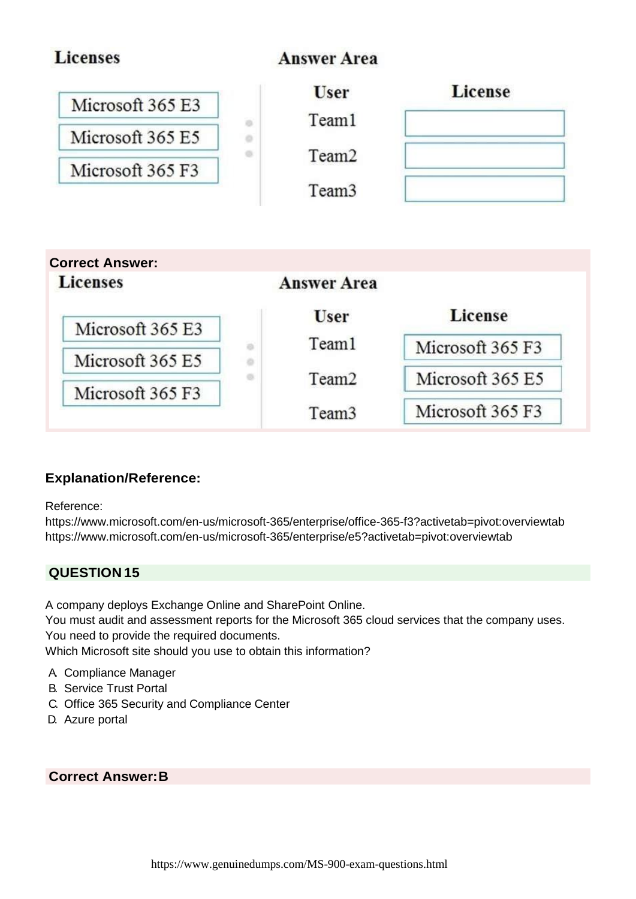**Licenses**

- Microsoft 365 E3
- Microsoft 365 E5
- Microsoft 365 F3

**Answer Area**

| User | License |
| --- | --- |
| Team1 | |
| Team2 | |
| Team3 | |

**Correct Answer:**

**Licenses**

- Microsoft 365 E3
- Microsoft 365 E5
- Microsoft 365 F3

**Answer Area**

| User | License |
| --- | --- |
| Team1 | Microsoft 365 F3 |
| Team2 | Microsoft 365 E5 |
| Team3 | Microsoft 365 F3 |

### Explanation/Reference:

Reference:
https://www.microsoft.com/en-us/microsoft-365/enterprise/office-365-f3?activetab=pivot:overviewtab
https://www.microsoft.com/en-us/microsoft-365/enterprise/e5?activetab=pivot:overviewtab

## QUESTION 15

A company deploys Exchange Online and SharePoint Online.
You must audit and assessment reports for the Microsoft 365 cloud services that the company uses.
You need to provide the required documents.
Which Microsoft site should you use to obtain this information?

A. Compliance Manager
B. Service Trust Portal
C. Office 365 Security and Compliance Center
D. Azure portal

**Correct Answer: B**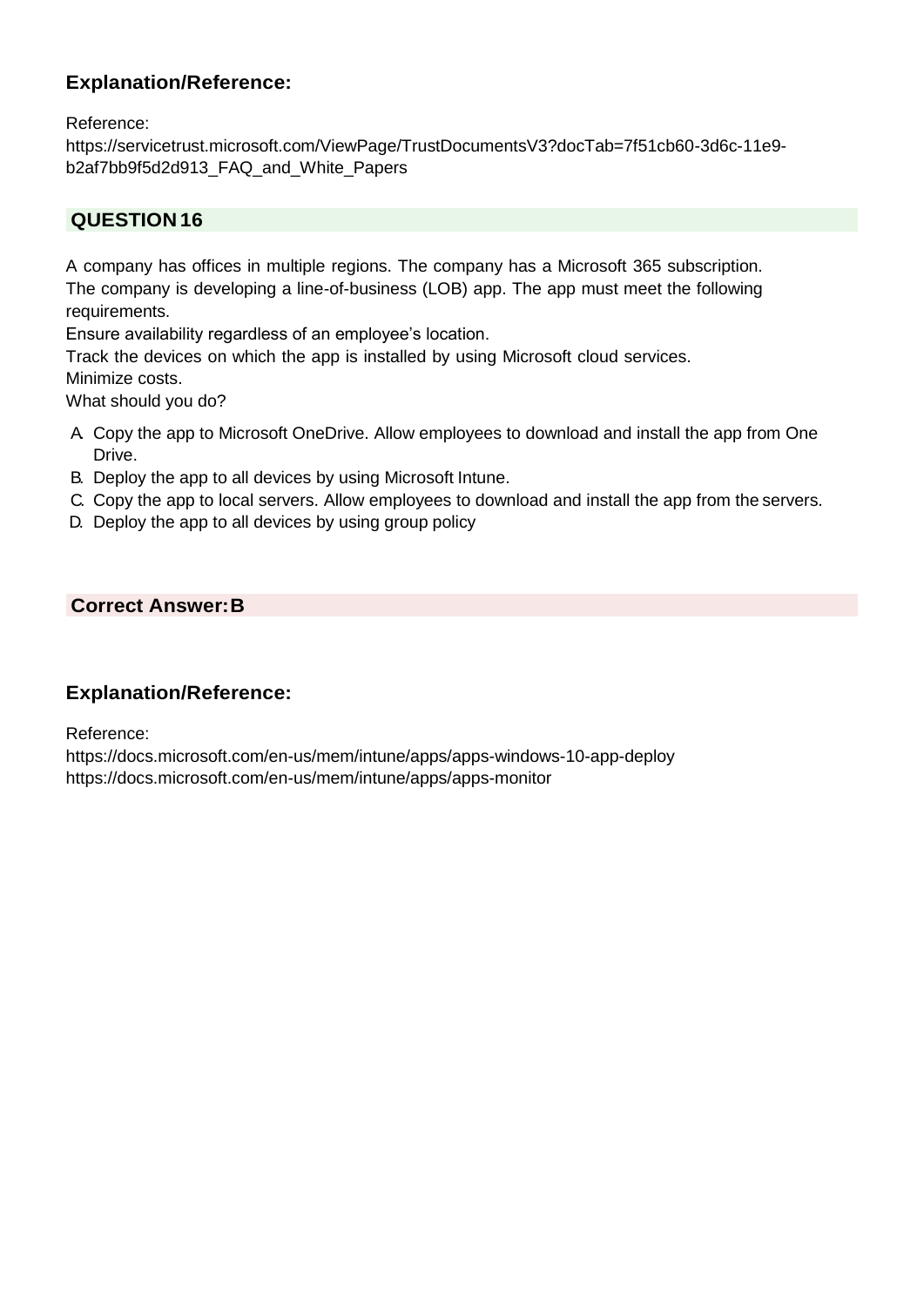### Explanation/Reference:

Reference:
https://servicetrust.microsoft.com/ViewPage/TrustDocumentsV3?docTab=7f51cb60-3d6c-11e9-b2af7bb9f5d2d913_FAQ_and_White_Papers

## QUESTION 16

A company has offices in multiple regions. The company has a Microsoft 365 subscription.
The company is developing a line-of-business (LOB) app. The app must meet the following requirements.
Ensure availability regardless of an employee's location.
Track the devices on which the app is installed by using Microsoft cloud services.
Minimize costs.
What should you do?

A. Copy the app to Microsoft OneDrive. Allow employees to download and install the app from One Drive.
B. Deploy the app to all devices by using Microsoft Intune.
C. Copy the app to local servers. Allow employees to download and install the app from the servers.
D. Deploy the app to all devices by using group policy

**Correct Answer: B**

### Explanation/Reference:

Reference:
https://docs.microsoft.com/en-us/mem/intune/apps/apps-windows-10-app-deploy
https://docs.microsoft.com/en-us/mem/intune/apps/apps-monitor